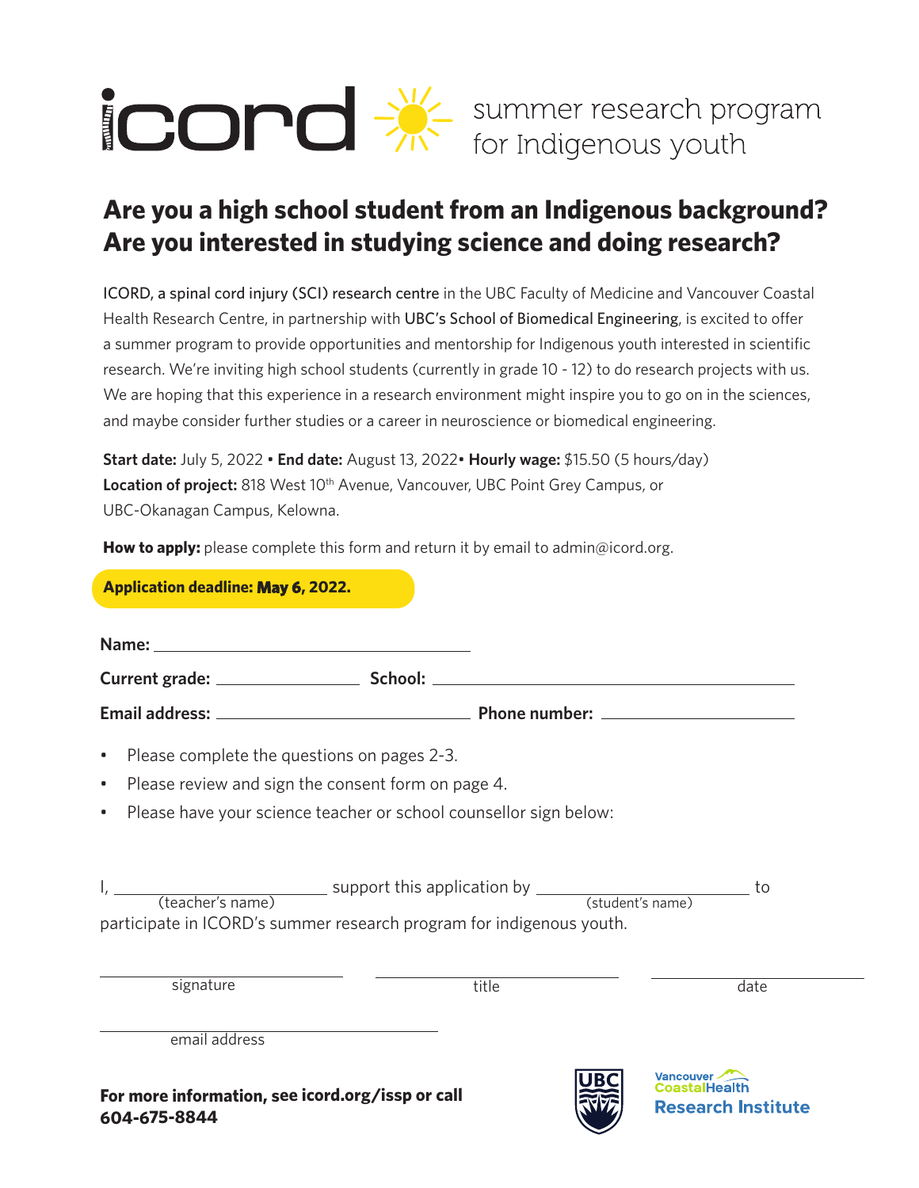# icord summer research program for Indigenous youth

## Are you a high school student from an Indigenous background? Are you interested in studying science and doing research?

ICORD, a spinal cord injury (SCI) research centre in the UBC Faculty of Medicine and Vancouver Coastal Health Research Centre, in partnership with UBC's School of Biomedical Engineering, is excited to offer a summer program to provide opportunities and mentorship for Indigenous youth interested in scientific research. We're inviting high school students (currently in grade 10 - 12) to do research projects with us. We are hoping that this experience in a research environment might inspire you to go on in the sciences, and maybe consider further studies or a career in neuroscience or biomedical engineering.

**Start date:** July 5, 2022 • **End date:** August 13, 2022• **Hourly wage:** $15.50 (5 hours/day)
**Location of project:** 818 West 10th Avenue, Vancouver, UBC Point Grey Campus, or UBC-Okanagan Campus, Kelowna.

**How to apply:** please complete this form and return it by email to admin@icord.org.

**Application deadline: May 6, 2022.**

**Name:** ______________________________

**Current grade:** ______________ **School:** ______________________________

**Email address:** ______________________ **Phone number:** ______________________

- Please complete the questions on pages 2-3.
- Please review and sign the consent form on page 4.
- Please have your science teacher or school counsellor sign below:

I, ______________________ (teacher's name) support this application by ______________________ (student's name) to participate in ICORD's summer research program for indigenous youth.

______________________ signature ______________________ title ______________________ date

______________________________ email address

**For more information, see icord.org/issp or call 604-675-8844**

UBC | Vancouver Coastal Health Research Institute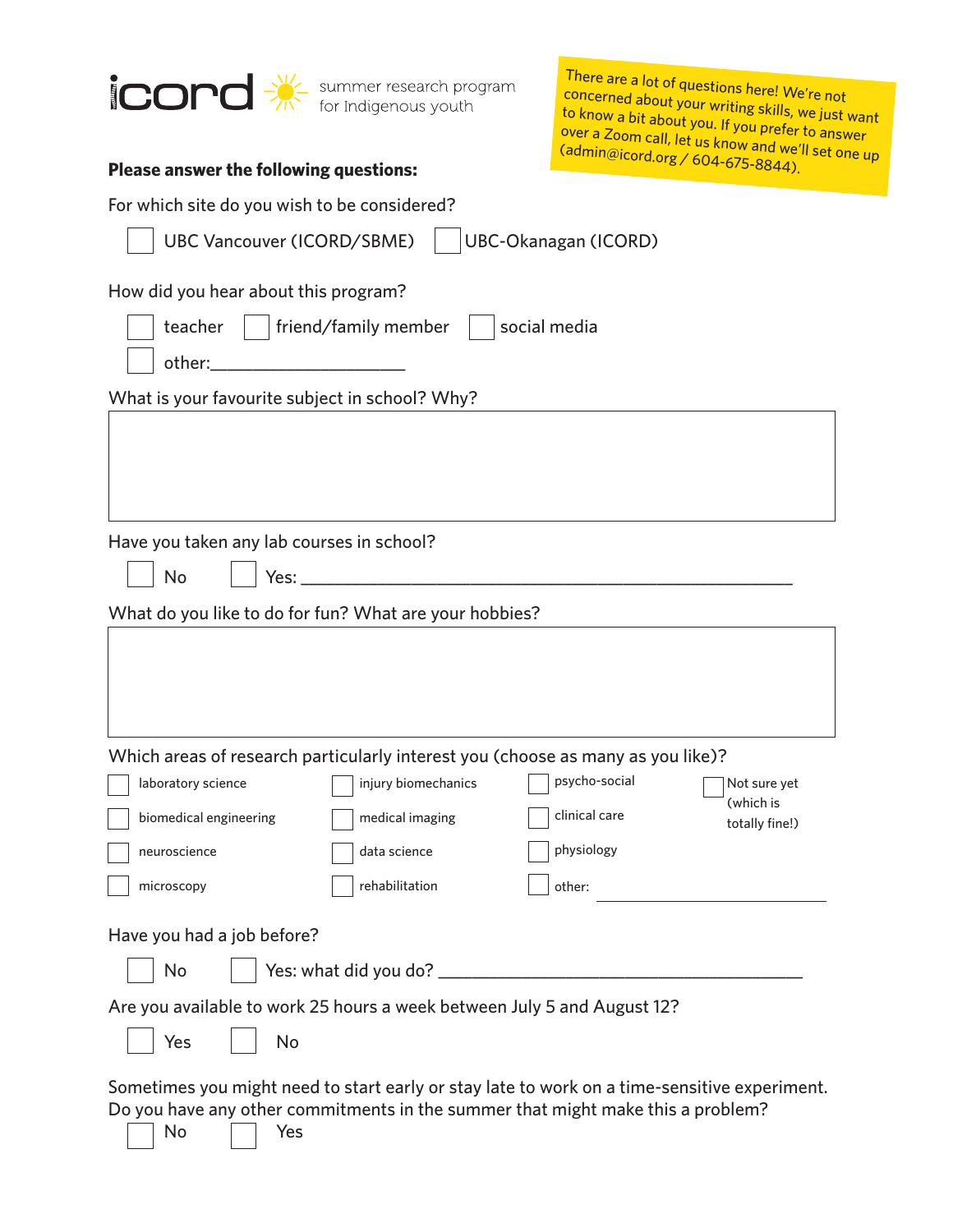icord summer research program for Indigenous youth

> There are a lot of questions here! We're not concerned about your writing skills, we just want to know a bit about you. If you prefer to answer over a Zoom call, let us know and we'll set one up (admin@icord.org / 604-675-8844).

**Please answer the following questions:**

For which site do you wish to be considered?

- [ ] UBC Vancouver (ICORD/SBME)
- [ ] UBC-Okanagan (ICORD)

How did you hear about this program?

- [ ] teacher
- [ ] friend/family member
- [ ] social media
- [ ] other:____________________

What is your favourite subject in school? Why?

&nbsp;

Have you taken any lab courses in school?

- [ ] No
- [ ] Yes: ____________________________________________

What do you like to do for fun? What are your hobbies?

&nbsp;

Which areas of research particularly interest you (choose as many as you like)?

- [ ] laboratory science
- [ ] biomedical engineering
- [ ] neuroscience
- [ ] microscopy
- [ ] injury biomechanics
- [ ] medical imaging
- [ ] data science
- [ ] rehabilitation
- [ ] psycho-social
- [ ] clinical care
- [ ] physiology
- [ ] other: ____________________
- [ ] Not sure yet (which is totally fine!)

Have you had a job before?

- [ ] No
- [ ] Yes: what did you do? ____________________________________

Are you available to work 25 hours a week between July 5 and August 12?

- [ ] Yes
- [ ] No

Sometimes you might need to start early or stay late to work on a time-sensitive experiment. Do you have any other commitments in the summer that might make this a problem?

- [ ] No
- [ ] Yes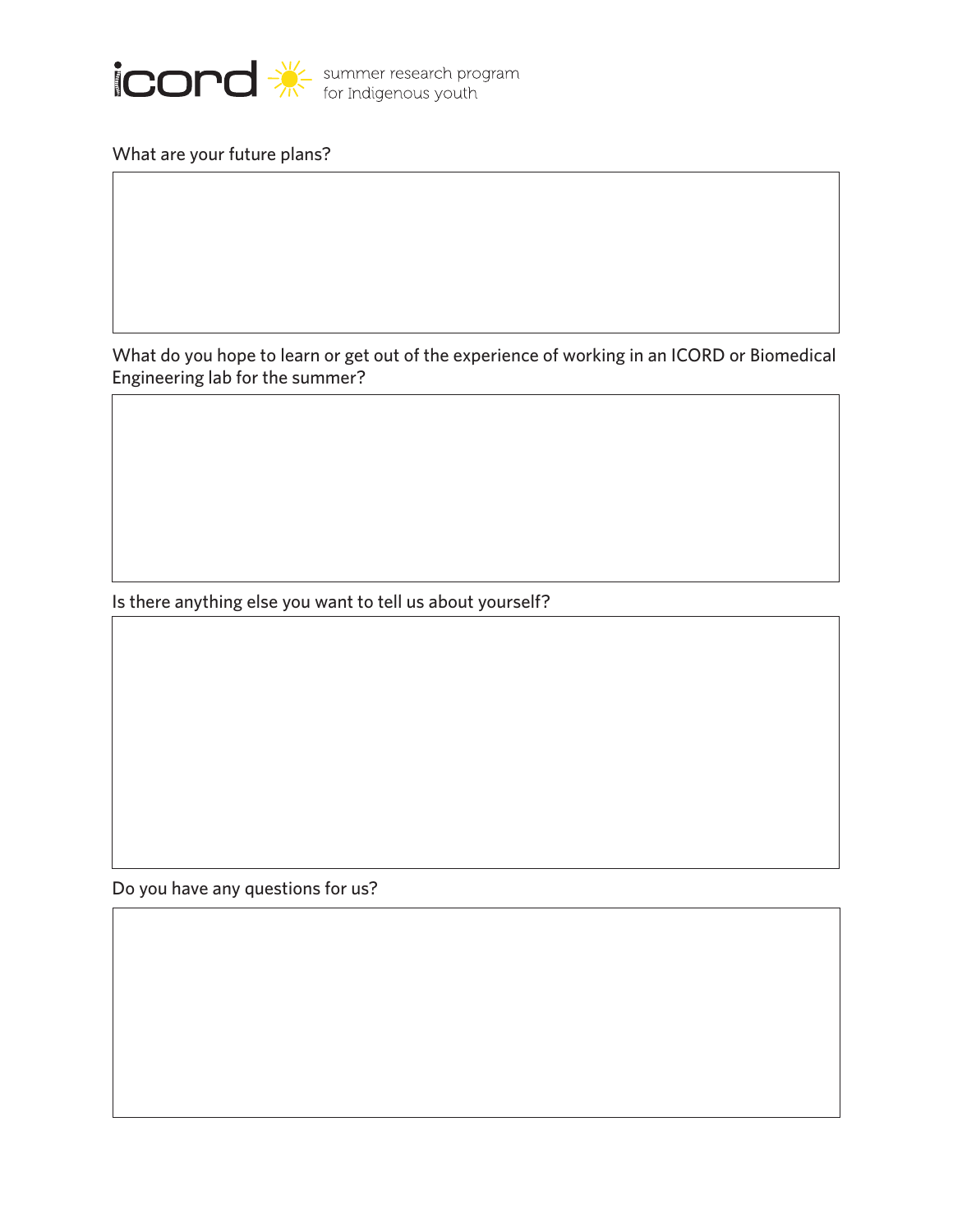icord summer research program for Indigenous youth

What are your future plans?

What do you hope to learn or get out of the experience of working in an ICORD or Biomedical Engineering lab for the summer?

Is there anything else you want to tell us about yourself?

Do you have any questions for us?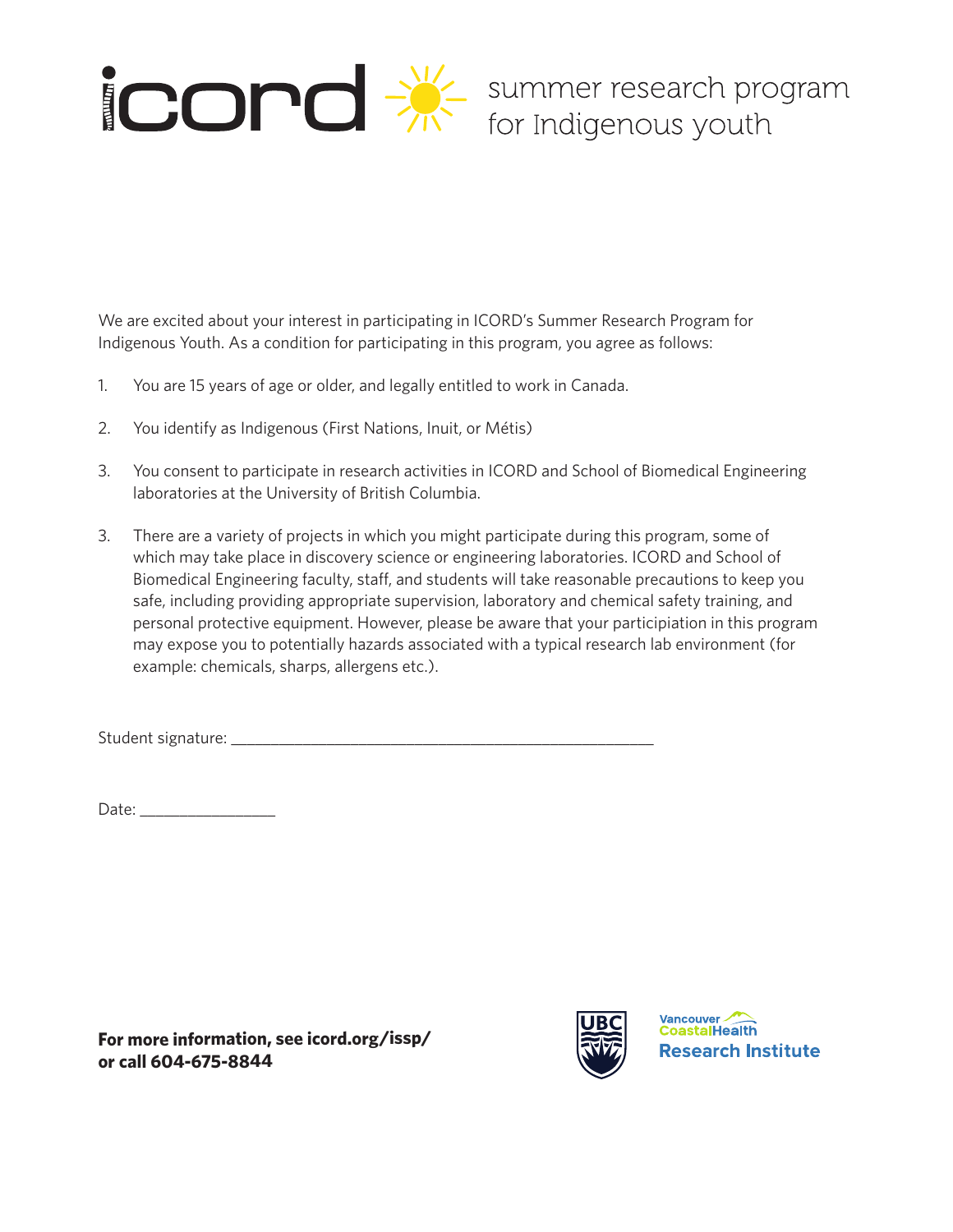# icord summer research program for Indigenous youth

We are excited about your interest in participating in ICORD's Summer Research Program for Indigenous Youth. As a condition for participating in this program, you agree as follows:

1. You are 15 years of age or older, and legally entitled to work in Canada.

2. You identify as Indigenous (First Nations, Inuit, or Métis)

3. You consent to participate in research activities in ICORD and School of Biomedical Engineering laboratories at the University of British Columbia.

3. There are a variety of projects in which you might participate during this program, some of which may take place in discovery science or engineering laboratories. ICORD and School of Biomedical Engineering faculty, staff, and students will take reasonable precautions to keep you safe, including providing appropriate supervision, laboratory and chemical safety training, and personal protective equipment. However, please be aware that your participiation in this program may expose you to potentially hazards associated with a typical research lab environment (for example: chemicals, sharps, allergens etc.).

Student signature: ___________________________________________________

Date: ________________

**For more information, see icord.org/issp/ or call 604-675-8844**

UBC

Vancouver CoastalHealth Research Institute